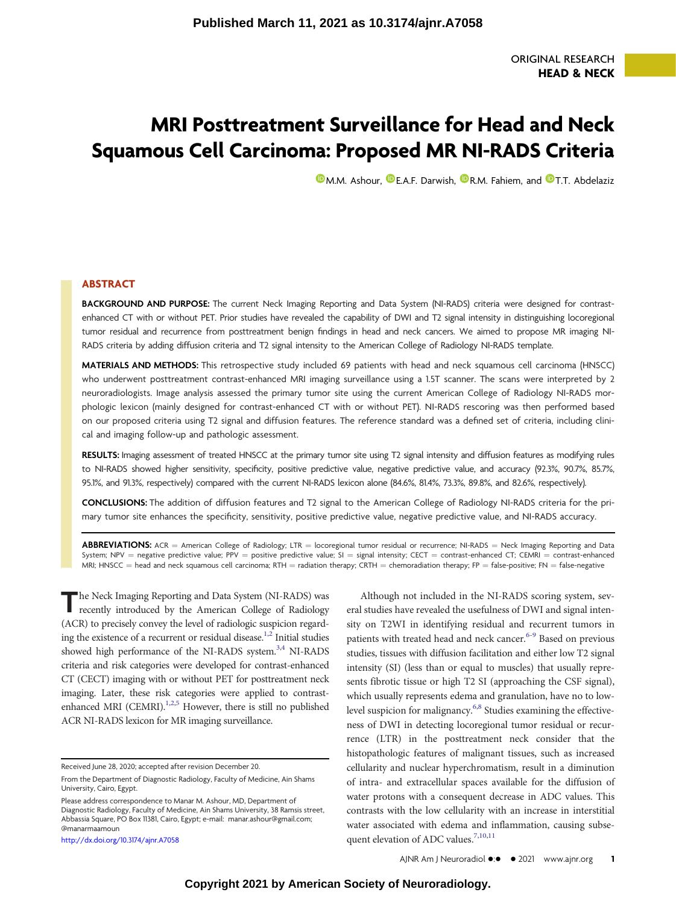ORIGINAL RESEARCH
**HEAD & NECK**

# MRI Posttreatment Surveillance for Head and Neck Squamous Cell Carcinoma: Proposed MR NI-RADS Criteria

M.M. Ashour, E.A.F. Darwish, R.M. Fahiem, and T.T. Abdelaziz

## ABSTRACT

**BACKGROUND AND PURPOSE:** The current Neck Imaging Reporting and Data System (NI-RADS) criteria were designed for contrast-enhanced CT with or without PET. Prior studies have revealed the capability of DWI and T2 signal intensity in distinguishing locoregional tumor residual and recurrence from posttreatment benign findings in head and neck cancers. We aimed to propose MR imaging NI-RADS criteria by adding diffusion criteria and T2 signal intensity to the American College of Radiology NI-RADS template.

**MATERIALS AND METHODS:** This retrospective study included 69 patients with head and neck squamous cell carcinoma (HNSCC) who underwent posttreatment contrast-enhanced MRI imaging surveillance using a 1.5T scanner. The scans were interpreted by 2 neuroradiologists. Image analysis assessed the primary tumor site using the current American College of Radiology NI-RADS morphologic lexicon (mainly designed for contrast-enhanced CT with or without PET). NI-RADS rescoring was then performed based on our proposed criteria using T2 signal and diffusion features. The reference standard was a defined set of criteria, including clinical and imaging follow-up and pathologic assessment.

**RESULTS:** Imaging assessment of treated HNSCC at the primary tumor site using T2 signal intensity and diffusion features as modifying rules to NI-RADS showed higher sensitivity, specificity, positive predictive value, negative predictive value, and accuracy (92.3%, 90.7%, 85.7%, 95.1%, and 91.3%, respectively) compared with the current NI-RADS lexicon alone (84.6%, 81.4%, 73.3%, 89.8%, and 82.6%, respectively).

**CONCLUSIONS:** The addition of diffusion features and T2 signal to the American College of Radiology NI-RADS criteria for the primary tumor site enhances the specificity, sensitivity, positive predictive value, negative predictive value, and NI-RADS accuracy.

**ABBREVIATIONS:** ACR = American College of Radiology; LTR = locoregional tumor residual or recurrence; NI-RADS = Neck Imaging Reporting and Data System; NPV = negative predictive value; PPV = positive predictive value; SI = signal intensity; CECT = contrast-enhanced CT; CEMRI = contrast-enhanced MRI; HNSCC = head and neck squamous cell carcinoma; RTH = radiation therapy; CRTH = chemoradiation therapy; FP = false-positive; FN = false-negative

The Neck Imaging Reporting and Data System (NI-RADS) was recently introduced by the American College of Radiology (ACR) to precisely convey the level of radiologic suspicion regarding the existence of a recurrent or residual disease.[1,2] Initial studies showed high performance of the NI-RADS system.[3,4] NI-RADS criteria and risk categories were developed for contrast-enhanced CT (CECT) imaging with or without PET for posttreatment neck imaging. Later, these risk categories were applied to contrast-enhanced MRI (CEMRI).[1,2,5] However, there is still no published ACR NI-RADS lexicon for MR imaging surveillance.

Although not included in the NI-RADS scoring system, several studies have revealed the usefulness of DWI and signal intensity on T2WI in identifying residual and recurrent tumors in patients with treated head and neck cancer.[6-9] Based on previous studies, tissues with diffusion facilitation and either low T2 signal intensity (SI) (less than or equal to muscles) that usually represents fibrotic tissue or high T2 SI (approaching the CSF signal), which usually represents edema and granulation, have no to low-level suspicion for malignancy.[6,8] Studies examining the effectiveness of DWI in detecting locoregional tumor residual or recurrence (LTR) in the posttreatment neck consider that the histopathologic features of malignant tissues, such as increased cellularity and nuclear hyperchromatism, result in a diminution of intra- and extracellular spaces available for the diffusion of water protons with a consequent decrease in ADC values. This contrasts with the low cellularity with an increase in interstitial water associated with edema and inflammation, causing subsequent elevation of ADC values.[7,10,11]

Received June 28, 2020; accepted after revision December 20.

From the Department of Diagnostic Radiology, Faculty of Medicine, Ain Shams University, Cairo, Egypt.

Please address correspondence to Manar M. Ashour, MD, Department of Diagnostic Radiology, Faculty of Medicine, Ain Shams University, 38 Ramsis street, Abbassia Square, PO Box 11381, Cairo, Egypt; e-mail: manar.ashour@gmail.com; @manarmaamoun

http://dx.doi.org/10.3174/ajnr.A7058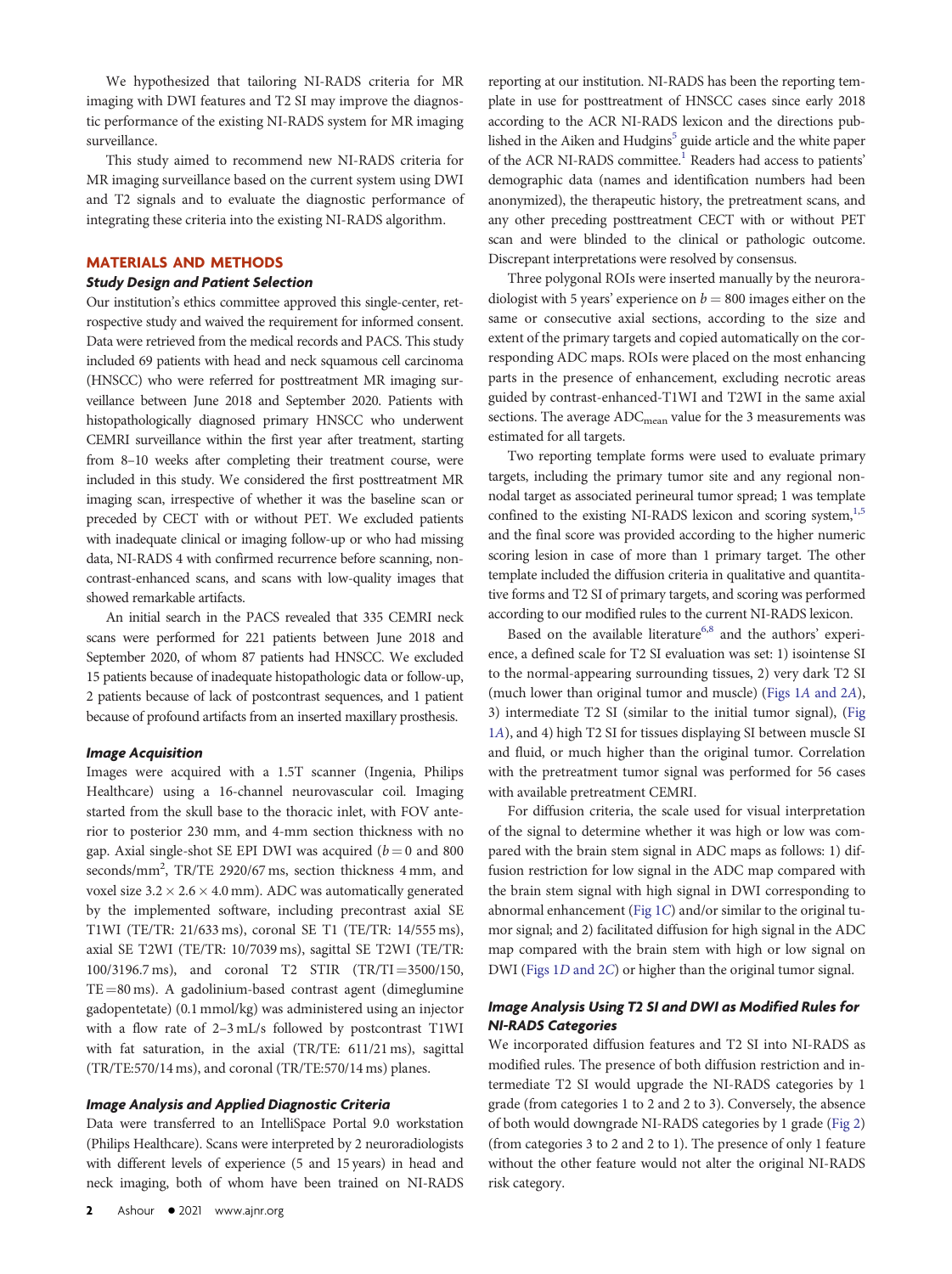We hypothesized that tailoring NI-RADS criteria for MR imaging with DWI features and T2 SI may improve the diagnostic performance of the existing NI-RADS system for MR imaging surveillance.

This study aimed to recommend new NI-RADS criteria for MR imaging surveillance based on the current system using DWI and T2 signals and to evaluate the diagnostic performance of integrating these criteria into the existing NI-RADS algorithm.

## MATERIALS AND METHODS

### Study Design and Patient Selection

Our institution's ethics committee approved this single-center, retrospective study and waived the requirement for informed consent. Data were retrieved from the medical records and PACS. This study included 69 patients with head and neck squamous cell carcinoma (HNSCC) who were referred for posttreatment MR imaging surveillance between June 2018 and September 2020. Patients with histopathologically diagnosed primary HNSCC who underwent CEMRI surveillance within the first year after treatment, starting from 8–10 weeks after completing their treatment course, were included in this study. We considered the first posttreatment MR imaging scan, irrespective of whether it was the baseline scan or preceded by CECT with or without PET. We excluded patients with inadequate clinical or imaging follow-up or who had missing data, NI-RADS 4 with confirmed recurrence before scanning, noncontrast-enhanced scans, and scans with low-quality images that showed remarkable artifacts.

An initial search in the PACS revealed that 335 CEMRI neck scans were performed for 221 patients between June 2018 and September 2020, of whom 87 patients had HNSCC. We excluded 15 patients because of inadequate histopathologic data or follow-up, 2 patients because of lack of postcontrast sequences, and 1 patient because of profound artifacts from an inserted maxillary prosthesis.

### Image Acquisition

Images were acquired with a 1.5T scanner (Ingenia, Philips Healthcare) using a 16-channel neurovascular coil. Imaging started from the skull base to the thoracic inlet, with FOV anterior to posterior 230 mm, and 4-mm section thickness with no gap. Axial single-shot SE EPI DWI was acquired ($b = 0$ and 800 seconds/mm$^2$, TR/TE 2920/67 ms, section thickness 4 mm, and voxel size $3.2 \times 2.6 \times 4.0$ mm). ADC was automatically generated by the implemented software, including precontrast axial SE T1WI (TE/TR: 21/633 ms), coronal SE T1 (TE/TR: 14/555 ms), axial SE T2WI (TE/TR: 10/7039 ms), sagittal SE T2WI (TE/TR: 100/3196.7 ms), and coronal T2 STIR (TR/TI = 3500/150, TE = 80 ms). A gadolinium-based contrast agent (dimeglumine gadopentetate) (0.1 mmol/kg) was administered using an injector with a flow rate of 2–3 mL/s followed by postcontrast T1WI with fat saturation, in the axial (TR/TE: 611/21 ms), sagittal (TR/TE:570/14 ms), and coronal (TR/TE:570/14 ms) planes.

### Image Analysis and Applied Diagnostic Criteria

Data were transferred to an IntelliSpace Portal 9.0 workstation (Philips Healthcare). Scans were interpreted by 2 neuroradiologists with different levels of experience (5 and 15 years) in head and neck imaging, both of whom have been trained on NI-RADS reporting at our institution. NI-RADS has been the reporting template in use for posttreatment of HNSCC cases since early 2018 according to the ACR NI-RADS lexicon and the directions published in the Aiken and Hudgins[5] guide article and the white paper of the ACR NI-RADS committee.[1] Readers had access to patients' demographic data (names and identification numbers had been anonymized), the therapeutic history, the pretreatment scans, and any other preceding posttreatment CECT with or without PET scan and were blinded to the clinical or pathologic outcome. Discrepant interpretations were resolved by consensus.

Three polygonal ROIs were inserted manually by the neuroradiologist with 5 years' experience on $b = 800$ images either on the same or consecutive axial sections, according to the size and extent of the primary targets and copied automatically on the corresponding ADC maps. ROIs were placed on the most enhancing parts in the presence of enhancement, excluding necrotic areas guided by contrast-enhanced-T1WI and T2WI in the same axial sections. The average $ADC_{mean}$ value for the 3 measurements was estimated for all targets.

Two reporting template forms were used to evaluate primary targets, including the primary tumor site and any regional nonnodal target as associated perineural tumor spread; 1 was template confined to the existing NI-RADS lexicon and scoring system,[1,5] and the final score was provided according to the higher numeric scoring lesion in case of more than 1 primary target. The other template included the diffusion criteria in qualitative and quantitative forms and T2 SI of primary targets, and scoring was performed according to our modified rules to the current NI-RADS lexicon.

Based on the available literature[6,8] and the authors' experience, a defined scale for T2 SI evaluation was set: 1) isointense SI to the normal-appearing surrounding tissues, 2) very dark T2 SI (much lower than original tumor and muscle) (Figs 1*A* and 2*A*), 3) intermediate T2 SI (similar to the initial tumor signal), (Fig 1*A*), and 4) high T2 SI for tissues displaying SI between muscle SI and fluid, or much higher than the original tumor. Correlation with the pretreatment tumor signal was performed for 56 cases with available pretreatment CEMRI.

For diffusion criteria, the scale used for visual interpretation of the signal to determine whether it was high or low was compared with the brain stem signal in ADC maps as follows: 1) diffusion restriction for low signal in the ADC map compared with the brain stem signal with high signal in DWI corresponding to abnormal enhancement (Fig 1*C*) and/or similar to the original tumor signal; and 2) facilitated diffusion for high signal in the ADC map compared with the brain stem with high or low signal on DWI (Figs 1*D* and 2*C*) or higher than the original tumor signal.

### Image Analysis Using T2 SI and DWI as Modified Rules for NI-RADS Categories

We incorporated diffusion features and T2 SI into NI-RADS as modified rules. The presence of both diffusion restriction and intermediate T2 SI would upgrade the NI-RADS categories by 1 grade (from categories 1 to 2 and 2 to 3). Conversely, the absence of both would downgrade NI-RADS categories by 1 grade (Fig 2) (from categories 3 to 2 and 2 to 1). The presence of only 1 feature without the other feature would not alter the original NI-RADS risk category.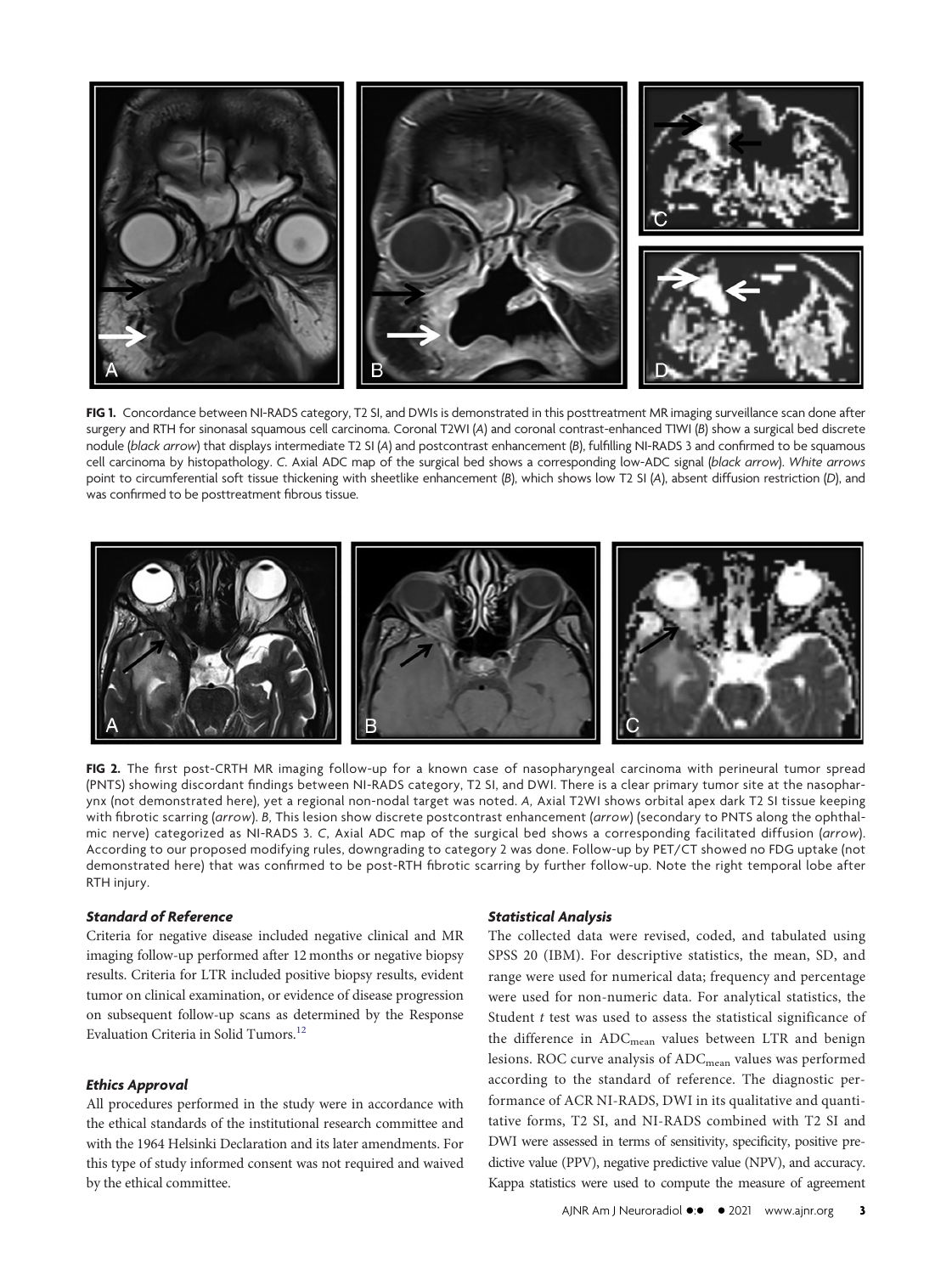**FIG 1.** Concordance between NI-RADS category, T2 SI, and DWIs is demonstrated in this posttreatment MR imaging surveillance scan done after surgery and RTH for sinonasal squamous cell carcinoma. Coronal T2WI (*A*) and coronal contrast-enhanced T1WI (*B*) show a surgical bed discrete nodule (*black arrow*) that displays intermediate T2 SI (*A*) and postcontrast enhancement (*B*), fulfilling NI-RADS 3 and confirmed to be squamous cell carcinoma by histopathology. *C*. Axial ADC map of the surgical bed shows a corresponding low-ADC signal (*black arrow*). *White arrows* point to circumferential soft tissue thickening with sheetlike enhancement (*B*), which shows low T2 SI (*A*), absent diffusion restriction (*D*), and was confirmed to be posttreatment fibrous tissue.

**FIG 2.** The first post-CRTH MR imaging follow-up for a known case of nasopharyngeal carcinoma with perineural tumor spread (PNTS) showing discordant findings between NI-RADS category, T2 SI, and DWI. There is a clear primary tumor site at the nasopharynx (not demonstrated here), yet a regional non-nodal target was noted. *A*, Axial T2WI shows orbital apex dark T2 SI tissue keeping with fibrotic scarring (*arrow*). *B*, This lesion show discrete postcontrast enhancement (*arrow*) (secondary to PNTS along the ophthalmic nerve) categorized as NI-RADS 3. *C*, Axial ADC map of the surgical bed shows a corresponding facilitated diffusion (*arrow*). According to our proposed modifying rules, downgrading to category 2 was done. Follow-up by PET/CT showed no FDG uptake (not demonstrated here) that was confirmed to be post-RTH fibrotic scarring by further follow-up. Note the right temporal lobe after RTH injury.

### Standard of Reference

Criteria for negative disease included negative clinical and MR imaging follow-up performed after 12 months or negative biopsy results. Criteria for LTR included positive biopsy results, evident tumor on clinical examination, or evidence of disease progression on subsequent follow-up scans as determined by the Response Evaluation Criteria in Solid Tumors.[12]

### Ethics Approval

All procedures performed in the study were in accordance with the ethical standards of the institutional research committee and with the 1964 Helsinki Declaration and its later amendments. For this type of study informed consent was not required and waived by the ethical committee.

### Statistical Analysis

The collected data were revised, coded, and tabulated using SPSS 20 (IBM). For descriptive statistics, the mean, SD, and range were used for numerical data; frequency and percentage were used for non-numeric data. For analytical statistics, the Student *t* test was used to assess the statistical significance of the difference in $ADC_{mean}$ values between LTR and benign lesions. ROC curve analysis of $ADC_{mean}$ values was performed according to the standard of reference. The diagnostic performance of ACR NI-RADS, DWI in its qualitative and quantitative forms, T2 SI, and NI-RADS combined with T2 SI and DWI were assessed in terms of sensitivity, specificity, positive predictive value (PPV), negative predictive value (NPV), and accuracy. Kappa statistics were used to compute the measure of agreement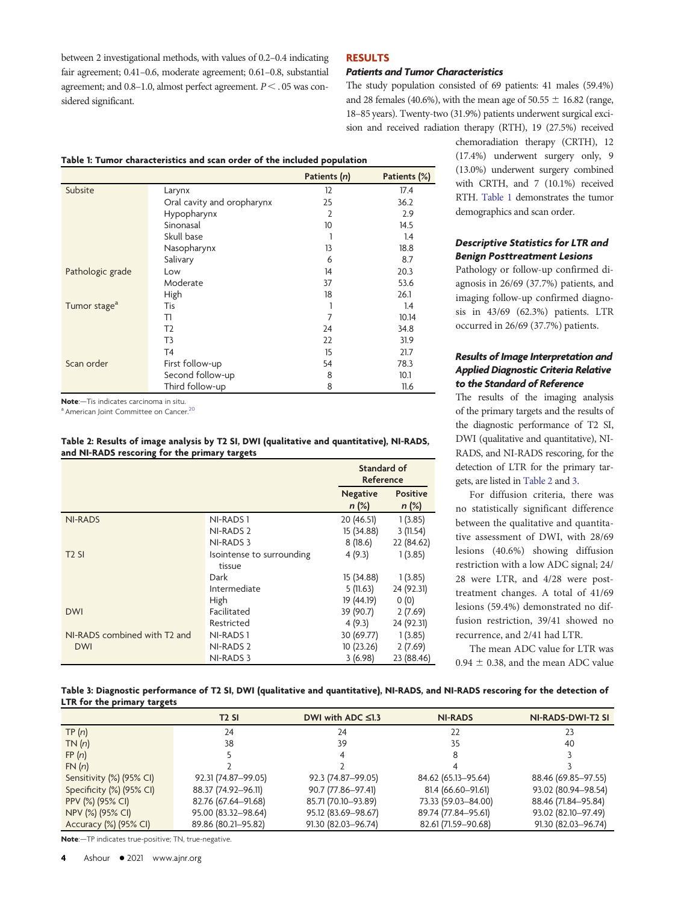between 2 investigational methods, with values of 0.2–0.4 indicating fair agreement; 0.41–0.6, moderate agreement; 0.61–0.8, substantial agreement; and 0.8–1.0, almost perfect agreement. $P < .05$ was considered significant.

## RESULTS

### Patients and Tumor Characteristics

The study population consisted of 69 patients: 41 males (59.4%) and 28 females (40.6%), with the mean age of 50.55 ± 16.82 (range, 18–85 years). Twenty-two (31.9%) patients underwent surgical excision and received radiation therapy (RTH), 19 (27.5%) received chemoradiation therapy (CRTH), 12 (17.4%) underwent surgery only, 9 (13.0%) underwent surgery combined with CRTH, and 7 (10.1%) received RTH. Table 1 demonstrates the tumor demographics and scan order.

**Table 1: Tumor characteristics and scan order of the included population**

| | | Patients (n) | Patients (%) |
|---|---|---|---|
| Subsite | Larynx | 12 | 17.4 |
| | Oral cavity and oropharynx | 25 | 36.2 |
| | Hypopharynx | 2 | 2.9 |
| | Sinonasal | 10 | 14.5 |
| | Skull base | 1 | 1.4 |
| | Nasopharynx | 13 | 18.8 |
| | Salivary | 6 | 8.7 |
| Pathologic grade | Low | 14 | 20.3 |
| | Moderate | 37 | 53.6 |
| | High | 18 | 26.1 |
| Tumor stage[a] | Tis | 1 | 1.4 |
| | T1 | 7 | 10.14 |
| | T2 | 24 | 34.8 |
| | T3 | 22 | 31.9 |
| | T4 | 15 | 21.7 |
| Scan order | First follow-up | 54 | 78.3 |
| | Second follow-up | 8 | 10.1 |
| | Third follow-up | 8 | 11.6 |

**Note**:—Tis indicates carcinoma in situ.
[a] American Joint Committee on Cancer.[20]

### Descriptive Statistics for LTR and Benign Posttreatment Lesions

Pathology or follow-up confirmed diagnosis in 26/69 (37.7%) patients, and imaging follow-up confirmed diagnosis in 43/69 (62.3%) patients. LTR occurred in 26/69 (37.7%) patients.

### Results of Image Interpretation and Applied Diagnostic Criteria Relative to the Standard of Reference

The results of the imaging analysis of the primary targets and the results of the diagnostic performance of T2 SI, DWI (qualitative and quantitative), NI-RADS, and NI-RADS rescoring, for the detection of LTR for the primary targets, are listed in Table 2 and 3.

For diffusion criteria, there was no statistically significant difference between the qualitative and quantitative assessment of DWI, with 28/69 lesions (40.6%) showing diffusion restriction with a low ADC signal; 24/28 were LTR, and 4/28 were posttreatment changes. A total of 41/69 lesions (59.4%) demonstrated no diffusion restriction, 39/41 showed no recurrence, and 2/41 had LTR.

The mean ADC value for LTR was 0.94 ± 0.38, and the mean ADC value

**Table 2: Results of image analysis by T2 SI, DWI (qualitative and quantitative), NI-RADS, and NI-RADS rescoring for the primary targets**

| | | Standard of Reference | |
|---|---|---|---|
| | | Negative n (%) | Positive n (%) |
| NI-RADS | NI-RADS 1 | 20 (46.51) | 1 (3.85) |
| | NI-RADS 2 | 15 (34.88) | 3 (11.54) |
| | NI-RADS 3 | 8 (18.6) | 22 (84.62) |
| T2 SI | Isointense to surrounding tissue | 4 (9.3) | 1 (3.85) |
| | Dark | 15 (34.88) | 1 (3.85) |
| | Intermediate | 5 (11.63) | 24 (92.31) |
| | High | 19 (44.19) | 0 (0) |
| DWI | Facilitated | 39 (90.7) | 2 (7.69) |
| | Restricted | 4 (9.3) | 24 (92.31) |
| NI-RADS combined with T2 and DWI | NI-RADS 1 | 30 (69.77) | 1 (3.85) |
| | NI-RADS 2 | 10 (23.26) | 2 (7.69) |
| | NI-RADS 3 | 3 (6.98) | 23 (88.46) |

**Table 3: Diagnostic performance of T2 SI, DWI (qualitative and quantitative), NI-RADS, and NI-RADS rescoring for the detection of LTR for the primary targets**

| | T2 SI | DWI with ADC ≤1.3 | NI-RADS | NI-RADS-DWI-T2 SI |
|---|---|---|---|---|
| TP (n) | 24 | 24 | 22 | 23 |
| TN (n) | 38 | 39 | 35 | 40 |
| FP (n) | 5 | 4 | 8 | 3 |
| FN (n) | 2 | 2 | 4 | 3 |
| Sensitivity (%) (95% CI) | 92.31 (74.87–99.05) | 92.3 (74.87–99.05) | 84.62 (65.13–95.64) | 88.46 (69.85–97.55) |
| Specificity (%) (95% CI) | 88.37 (74.92–96.11) | 90.7 (77.86–97.41) | 81.4 (66.60–91.61) | 93.02 (80.94–98.54) |
| PPV (%) (95% CI) | 82.76 (67.64–91.68) | 85.71 (70.10–93.89) | 73.33 (59.03–84.00) | 88.46 (71.84–95.84) |
| NPV (%) (95% CI) | 95.00 (83.32–98.64) | 95.12 (83.69–98.67) | 89.74 (77.84–95.61) | 93.02 (82.10–97.49) |
| Accuracy (%) (95% CI) | 89.86 (80.21–95.82) | 91.30 (82.03–96.74) | 82.61 (71.59–90.68) | 91.30 (82.03–96.74) |

**Note**:—TP indicates true-positive; TN, true-negative.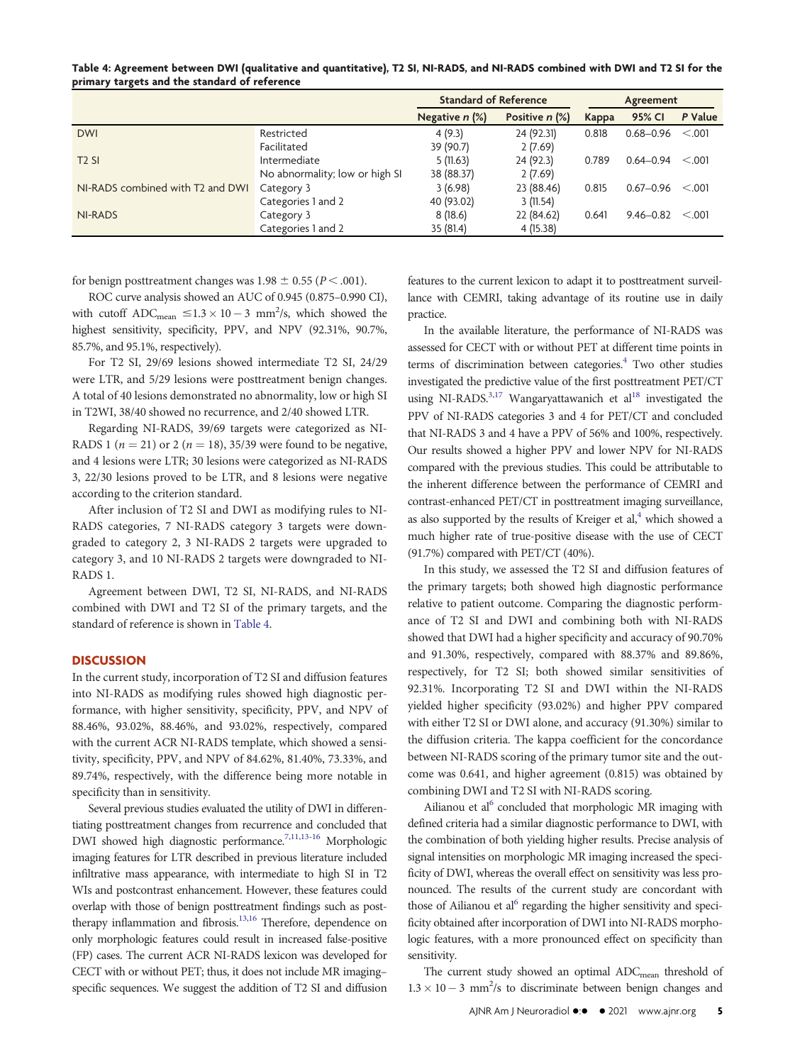**Table 4: Agreement between DWI (qualitative and quantitative), T2 SI, NI-RADS, and NI-RADS combined with DWI and T2 SI for the primary targets and the standard of reference**

| | | Standard of Reference | | Agreement | | |
|---|---|---|---|---|---|---|
| | | Negative *n* (%) | Positive *n* (%) | Kappa | 95% CI | *P* Value |
| DWI | Restricted | 4 (9.3) | 24 (92.31) | 0.818 | 0.68–0.96 | <.001 |
| | Facilitated | 39 (90.7) | 2 (7.69) | | | |
| T2 SI | Intermediate | 5 (11.63) | 24 (92.3) | 0.789 | 0.64–0.94 | <.001 |
| | No abnormality; low or high SI | 38 (88.37) | 2 (7.69) | | | |
| NI-RADS combined with T2 and DWI | Category 3 | 3 (6.98) | 23 (88.46) | 0.815 | 0.67–0.96 | <.001 |
| | Categories 1 and 2 | 40 (93.02) | 3 (11.54) | | | |
| NI-RADS | Category 3 | 8 (18.6) | 22 (84.62) | 0.641 | 9.46–0.82 | <.001 |
| | Categories 1 and 2 | 35 (81.4) | 4 (15.38) | | | |

for benign posttreatment changes was 1.98 ± 0.55 ($P < .001$).

ROC curve analysis showed an AUC of 0.945 (0.875–0.990 CI), with cutoff $ADC_{mean}$ $\leq 1.3 \times 10 - 3$ $mm^2/s$, which showed the highest sensitivity, specificity, PPV, and NPV (92.31%, 90.7%, 85.7%, and 95.1%, respectively).

For T2 SI, 29/69 lesions showed intermediate T2 SI, 24/29 were LTR, and 5/29 lesions were posttreatment benign changes. A total of 40 lesions demonstrated no abnormality, low or high SI in T2WI, 38/40 showed no recurrence, and 2/40 showed LTR.

Regarding NI-RADS, 39/69 targets were categorized as NI-RADS 1 ($n = 21$) or 2 ($n = 18$), 35/39 were found to be negative, and 4 lesions were LTR; 30 lesions were categorized as NI-RADS 3, 22/30 lesions proved to be LTR, and 8 lesions were negative according to the criterion standard.

After inclusion of T2 SI and DWI as modifying rules to NI-RADS categories, 7 NI-RADS category 3 targets were downgraded to category 2, 3 NI-RADS 2 targets were upgraded to category 3, and 10 NI-RADS 2 targets were downgraded to NI-RADS 1.

Agreement between DWI, T2 SI, NI-RADS, and NI-RADS combined with DWI and T2 SI of the primary targets, and the standard of reference is shown in Table 4.

## DISCUSSION

In the current study, incorporation of T2 SI and diffusion features into NI-RADS as modifying rules showed high diagnostic performance, with higher sensitivity, specificity, PPV, and NPV of 88.46%, 93.02%, 88.46%, and 93.02%, respectively, compared with the current ACR NI-RADS template, which showed a sensitivity, specificity, PPV, and NPV of 84.62%, 81.40%, 73.33%, and 89.74%, respectively, with the difference being more notable in specificity than in sensitivity.

Several previous studies evaluated the utility of DWI in differentiating posttreatment changes from recurrence and concluded that DWI showed high diagnostic performance.[7,11,13-16] Morphologic imaging features for LTR described in previous literature included infiltrative mass appearance, with intermediate to high SI in T2 WIs and postcontrast enhancement. However, these features could overlap with those of benign posttreatment findings such as posttherapy inflammation and fibrosis.[13,16] Therefore, dependence on only morphologic features could result in increased false-positive (FP) cases. The current ACR NI-RADS lexicon was developed for CECT with or without PET; thus, it does not include MR imaging–specific sequences. We suggest the addition of T2 SI and diffusion features to the current lexicon to adapt it to posttreatment surveillance with CEMRI, taking advantage of its routine use in daily practice.

In the available literature, the performance of NI-RADS was assessed for CECT with or without PET at different time points in terms of discrimination between categories.[4] Two other studies investigated the predictive value of the first posttreatment PET/CT using NI-RADS.[3,17] Wangaryattawanich et al[18] investigated the PPV of NI-RADS categories 3 and 4 for PET/CT and concluded that NI-RADS 3 and 4 have a PPV of 56% and 100%, respectively. Our results showed a higher PPV and lower NPV for NI-RADS compared with the previous studies. This could be attributable to the inherent difference between the performance of CEMRI and contrast-enhanced PET/CT in posttreatment imaging surveillance, as also supported by the results of Kreiger et al,[4] which showed a much higher rate of true-positive disease with the use of CECT (91.7%) compared with PET/CT (40%).

In this study, we assessed the T2 SI and diffusion features of the primary targets; both showed high diagnostic performance relative to patient outcome. Comparing the diagnostic performance of T2 SI and DWI and combining both with NI-RADS showed that DWI had a higher specificity and accuracy of 90.70% and 91.30%, respectively, compared with 88.37% and 89.86%, respectively, for T2 SI; both showed similar sensitivities of 92.31%. Incorporating T2 SI and DWI within the NI-RADS yielded higher specificity (93.02%) and higher PPV compared with either T2 SI or DWI alone, and accuracy (91.30%) similar to the diffusion criteria. The kappa coefficient for the concordance between NI-RADS scoring of the primary tumor site and the outcome was 0.641, and higher agreement (0.815) was obtained by combining DWI and T2 SI with NI-RADS scoring.

Ailianou et al[6] concluded that morphologic MR imaging with defined criteria had a similar diagnostic performance to DWI, with the combination of both yielding higher results. Precise analysis of signal intensities on morphologic MR imaging increased the specificity of DWI, whereas the overall effect on sensitivity was less pronounced. The results of the current study are concordant with those of Ailianou et al[6] regarding the higher sensitivity and specificity obtained after incorporation of DWI into NI-RADS morphologic features, with a more pronounced effect on specificity than sensitivity.

The current study showed an optimal $ADC_{mean}$ threshold of $1.3 \times 10 - 3$ $mm^2/s$ to discriminate between benign changes and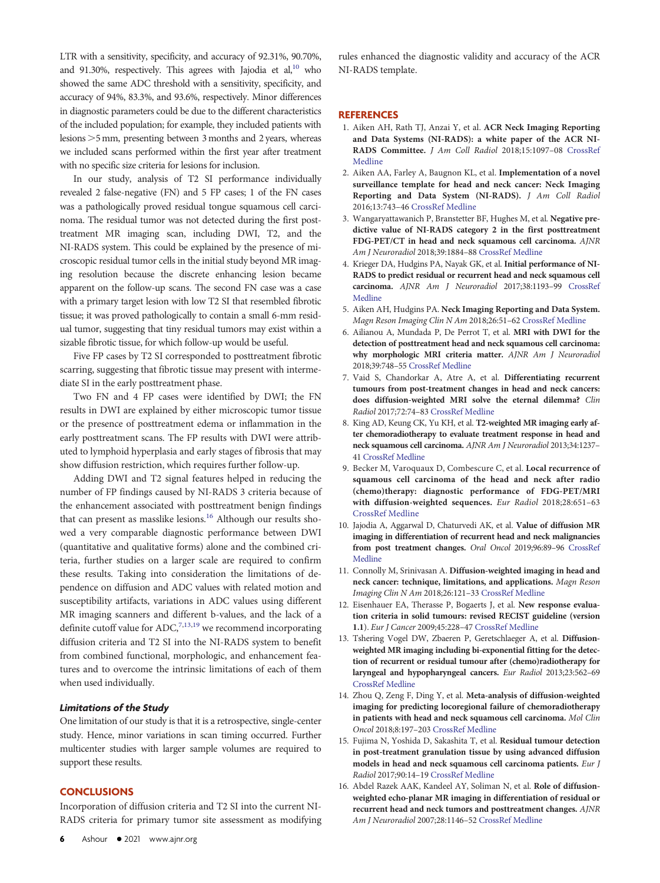LTR with a sensitivity, specificity, and accuracy of 92.31%, 90.70%, and 91.30%, respectively. This agrees with Jajodia et al,[10] who showed the same ADC threshold with a sensitivity, specificity, and accuracy of 94%, 83.3%, and 93.6%, respectively. Minor differences in diagnostic parameters could be due to the different characteristics of the included population; for example, they included patients with lesions >5 mm, presenting between 3 months and 2 years, whereas we included scans performed within the first year after treatment with no specific size criteria for lesions for inclusion.

In our study, analysis of T2 SI performance individually revealed 2 false-negative (FN) and 5 FP cases; 1 of the FN cases was a pathologically proved residual tongue squamous cell carcinoma. The residual tumor was not detected during the first posttreatment MR imaging scan, including DWI, T2, and the NI-RADS system. This could be explained by the presence of microscopic residual tumor cells in the initial study beyond MR imaging resolution because the discrete enhancing lesion became apparent on the follow-up scans. The second FN case was a case with a primary target lesion with low T2 SI that resembled fibrotic tissue; it was proved pathologically to contain a small 6-mm residual tumor, suggesting that tiny residual tumors may exist within a sizable fibrotic tissue, for which follow-up would be useful.

Five FP cases by T2 SI corresponded to posttreatment fibrotic scarring, suggesting that fibrotic tissue may present with intermediate SI in the early posttreatment phase.

Two FN and 4 FP cases were identified by DWI; the FN results in DWI are explained by either microscopic tumor tissue or the presence of posttreatment edema or inflammation in the early posttreatment scans. The FP results with DWI were attributed to lymphoid hyperplasia and early stages of fibrosis that may show diffusion restriction, which requires further follow-up.

Adding DWI and T2 signal features helped in reducing the number of FP findings caused by NI-RADS 3 criteria because of the enhancement associated with posttreatment benign findings that can present as masslike lesions.[16] Although our results showed a very comparable diagnostic performance between DWI (quantitative and qualitative forms) alone and the combined criteria, further studies on a larger scale are required to confirm these results. Taking into consideration the limitations of dependence on diffusion and ADC values with related motion and susceptibility artifacts, variations in ADC values using different MR imaging scanners and different b-values, and the lack of a definite cutoff value for ADC,[7,13,19] we recommend incorporating diffusion criteria and T2 SI into the NI-RADS system to benefit from combined functional, morphologic, and enhancement features and to overcome the intrinsic limitations of each of them when used individually.

### Limitations of the Study

One limitation of our study is that it is a retrospective, single-center study. Hence, minor variations in scan timing occurred. Further multicenter studies with larger sample volumes are required to support these results.

## CONCLUSIONS

Incorporation of diffusion criteria and T2 SI into the current NI-RADS criteria for primary tumor site assessment as modifying rules enhanced the diagnostic validity and accuracy of the ACR NI-RADS template.

## REFERENCES

1. Aiken AH, Rath TJ, Anzai Y, et al. **ACR Neck Imaging Reporting and Data Systems (NI-RADS): a white paper of the ACR NI-RADS Committee.** *J Am Coll Radiol* 2018;15:1097–08 CrossRef Medline
2. Aiken AA, Farley A, Baugnon KL, et al. **Implementation of a novel surveillance template for head and neck cancer: Neck Imaging Reporting and Data System (NI-RADS).** *J Am Coll Radiol* 2016;13:743–46 CrossRef Medline
3. Wangaryattawanich P, Branstetter BF, Hughes M, et al. **Negative predictive value of NI-RADS category 2 in the first posttreatment FDG-PET/CT in head and neck squamous cell carcinoma.** *AJNR Am J Neuroradiol* 2018;39:1884–88 CrossRef Medline
4. Krieger DA, Hudgins PA, Nayak GK, et al. **Initial performance of NI-RADS to predict residual or recurrent head and neck squamous cell carcinoma.** *AJNR Am J Neuroradiol* 2017;38:1193–99 CrossRef Medline
5. Aiken AH, Hudgins PA. **Neck Imaging Reporting and Data System.** *Magn Reson Imaging Clin N Am* 2018;26:51–62 CrossRef Medline
6. Ailianou A, Mundada P, De Perrot T, et al. **MRI with DWI for the detection of posttreatment head and neck squamous cell carcinoma: why morphologic MRI criteria matter.** *AJNR Am J Neuroradiol* 2018;39:748–55 CrossRef Medline
7. Vaid S, Chandorkar A, Atre A, et al. **Differentiating recurrent tumours from post-treatment changes in head and neck cancers: does diffusion-weighted MRI solve the eternal dilemma?** *Clin Radiol* 2017;72:74–83 CrossRef Medline
8. King AD, Keung CK, Yu KH, et al. **T2-weighted MR imaging early after chemoradiotherapy to evaluate treatment response in head and neck squamous cell carcinoma.** *AJNR Am J Neuroradiol* 2013;34:1237–41 CrossRef Medline
9. Becker M, Varoquaux D, Combescure C, et al. **Local recurrence of squamous cell carcinoma of the head and neck after radio (chemo)therapy: diagnostic performance of FDG-PET/MRI with diffusion-weighted sequences.** *Eur Radiol* 2018;28:651–63 CrossRef Medline
10. Jajodia A, Aggarwal D, Chaturvedi AK, et al. **Value of diffusion MR imaging in differentiation of recurrent head and neck malignancies from post treatment changes.** *Oral Oncol* 2019;96:89–96 CrossRef Medline
11. Connolly M, Srinivasan A. **Diffusion-weighted imaging in head and neck cancer: technique, limitations, and applications.** *Magn Reson Imaging Clin N Am* 2018;26:121–33 CrossRef Medline
12. Eisenhauer EA, Therasse P, Bogaerts J, et al. **New response evaluation criteria in solid tumours: revised RECIST guideline (version 1.1).** *Eur J Cancer* 2009;45:228–47 CrossRef Medline
13. Tshering Vogel DW, Zbaeren P, Geretschlaeger A, et al. **Diffusion-weighted MR imaging including bi-exponential fitting for the detection of recurrent or residual tumour after (chemo)radiotherapy for laryngeal and hypopharyngeal cancers.** *Eur Radiol* 2013;23:562–69 CrossRef Medline
14. Zhou Q, Zeng F, Ding Y, et al. **Meta-analysis of diffusion-weighted imaging for predicting locoregional failure of chemoradiotherapy in patients with head and neck squamous cell carcinoma.** *Mol Clin Oncol* 2018;8:197–203 CrossRef Medline
15. Fujima N, Yoshida D, Sakashita T, et al. **Residual tumour detection in post-treatment granulation tissue by using advanced diffusion models in head and neck squamous cell carcinoma patients.** *Eur J Radiol* 2017;90:14–19 CrossRef Medline
16. Abdel Razek AAK, Kandeel AY, Soliman N, et al. **Role of diffusion-weighted echo-planar MR imaging in differentiation of residual or recurrent head and neck tumors and posttreatment changes.** *AJNR Am J Neuroradiol* 2007;28:1146–52 CrossRef Medline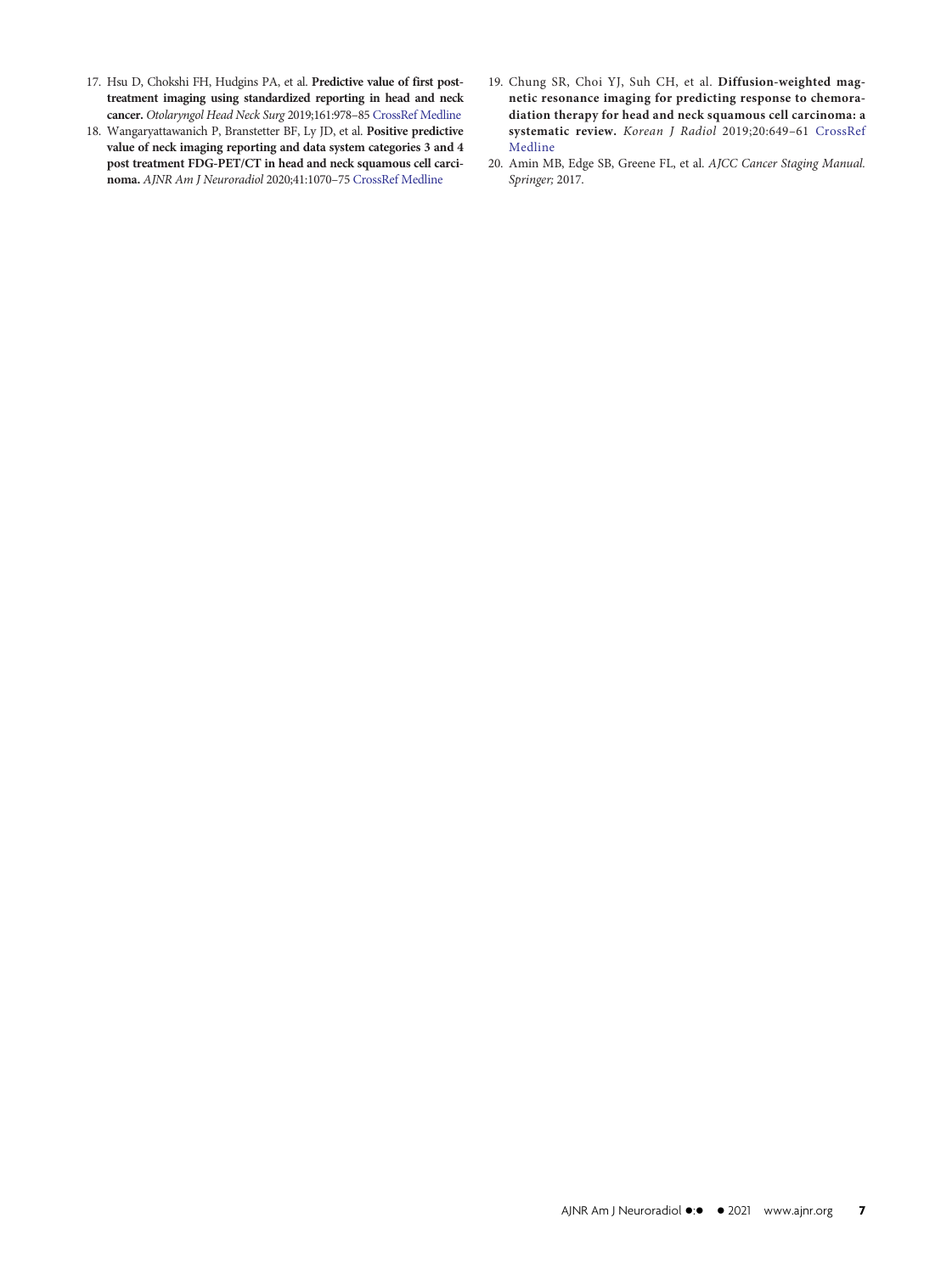17. Hsu D, Chokshi FH, Hudgins PA, et al. **Predictive value of first post-treatment imaging using standardized reporting in head and neck cancer.** *Otolaryngol Head Neck Surg* 2019;161:978–85 CrossRef Medline
18. Wangaryattawanich P, Branstetter BF, Ly JD, et al. **Positive predictive value of neck imaging reporting and data system categories 3 and 4 post treatment FDG-PET/CT in head and neck squamous cell carcinoma.** *AJNR Am J Neuroradiol* 2020;41:1070–75 CrossRef Medline
19. Chung SR, Choi YJ, Suh CH, et al. **Diffusion-weighted magnetic resonance imaging for predicting response to chemoradiation therapy for head and neck squamous cell carcinoma: a systematic review.** *Korean J Radiol* 2019;20:649–61 CrossRef Medline
20. Amin MB, Edge SB, Greene FL, et al. *AJCC Cancer Staging Manual.* *Springer*; 2017.